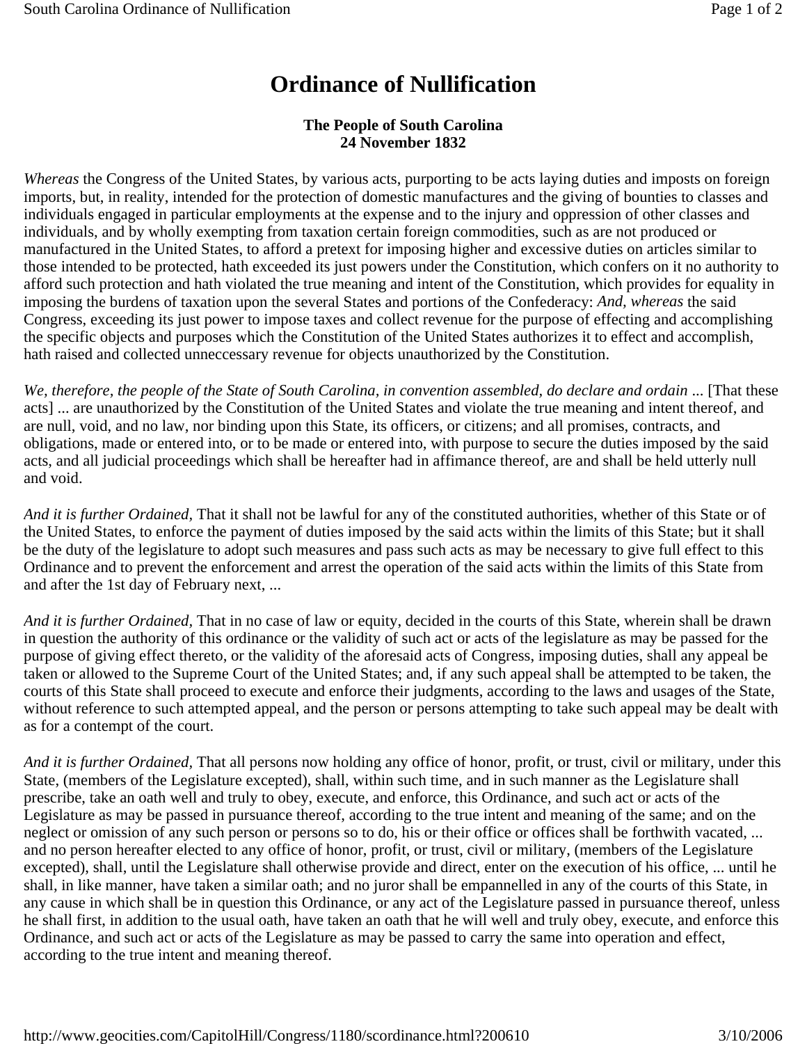# Ordinance of Nullification

**The People of South Carolina**
**24 November 1832**

*Whereas* the Congress of the United States, by various acts, purporting to be acts laying duties and imposts on foreign imports, but, in reality, intended for the protection of domestic manufactures and the giving of bounties to classes and individuals engaged in particular employments at the expense and to the injury and oppression of other classes and individuals, and by wholly exempting from taxation certain foreign commodities, such as are not produced or manufactured in the United States, to afford a pretext for imposing higher and excessive duties on articles similar to those intended to be protected, hath exceeded its just powers under the Constitution, which confers on it no authority to afford such protection and hath violated the true meaning and intent of the Constitution, which provides for equality in imposing the burdens of taxation upon the several States and portions of the Confederacy: *And, whereas* the said Congress, exceeding its just power to impose taxes and collect revenue for the purpose of effecting and accomplishing the specific objects and purposes which the Constitution of the United States authorizes it to effect and accomplish, hath raised and collected unneccessary revenue for objects unauthorized by the Constitution.

*We, therefore, the people of the State of South Carolina, in convention assembled, do declare and ordain* ... [That these acts] ... are unauthorized by the Constitution of the United States and violate the true meaning and intent thereof, and are null, void, and no law, nor binding upon this State, its officers, or citizens; and all promises, contracts, and obligations, made or entered into, or to be made or entered into, with purpose to secure the duties imposed by the said acts, and all judicial proceedings which shall be hereafter had in affimance thereof, are and shall be held utterly null and void.

*And it is further Ordained,* That it shall not be lawful for any of the constituted authorities, whether of this State or of the United States, to enforce the payment of duties imposed by the said acts within the limits of this State; but it shall be the duty of the legislature to adopt such measures and pass such acts as may be necessary to give full effect to this Ordinance and to prevent the enforcement and arrest the operation of the said acts within the limits of this State from and after the 1st day of February next, ...

*And it is further Ordained,* That in no case of law or equity, decided in the courts of this State, wherein shall be drawn in question the authority of this ordinance or the validity of such act or acts of the legislature as may be passed for the purpose of giving effect thereto, or the validity of the aforesaid acts of Congress, imposing duties, shall any appeal be taken or allowed to the Supreme Court of the United States; and, if any such appeal shall be attempted to be taken, the courts of this State shall proceed to execute and enforce their judgments, according to the laws and usages of the State, without reference to such attempted appeal, and the person or persons attempting to take such appeal may be dealt with as for a contempt of the court.

*And it is further Ordained,* That all persons now holding any office of honor, profit, or trust, civil or military, under this State, (members of the Legislature excepted), shall, within such time, and in such manner as the Legislature shall prescribe, take an oath well and truly to obey, execute, and enforce, this Ordinance, and such act or acts of the Legislature as may be passed in pursuance thereof, according to the true intent and meaning of the same; and on the neglect or omission of any such person or persons so to do, his or their office or offices shall be forthwith vacated, ... and no person hereafter elected to any office of honor, profit, or trust, civil or military, (members of the Legislature excepted), shall, until the Legislature shall otherwise provide and direct, enter on the execution of his office, ... until he shall, in like manner, have taken a similar oath; and no juror shall be empannelled in any of the courts of this State, in any cause in which shall be in question this Ordinance, or any act of the Legislature passed in pursuance thereof, unless he shall first, in addition to the usual oath, have taken an oath that he will well and truly obey, execute, and enforce this Ordinance, and such act or acts of the Legislature as may be passed to carry the same into operation and effect, according to the true intent and meaning thereof.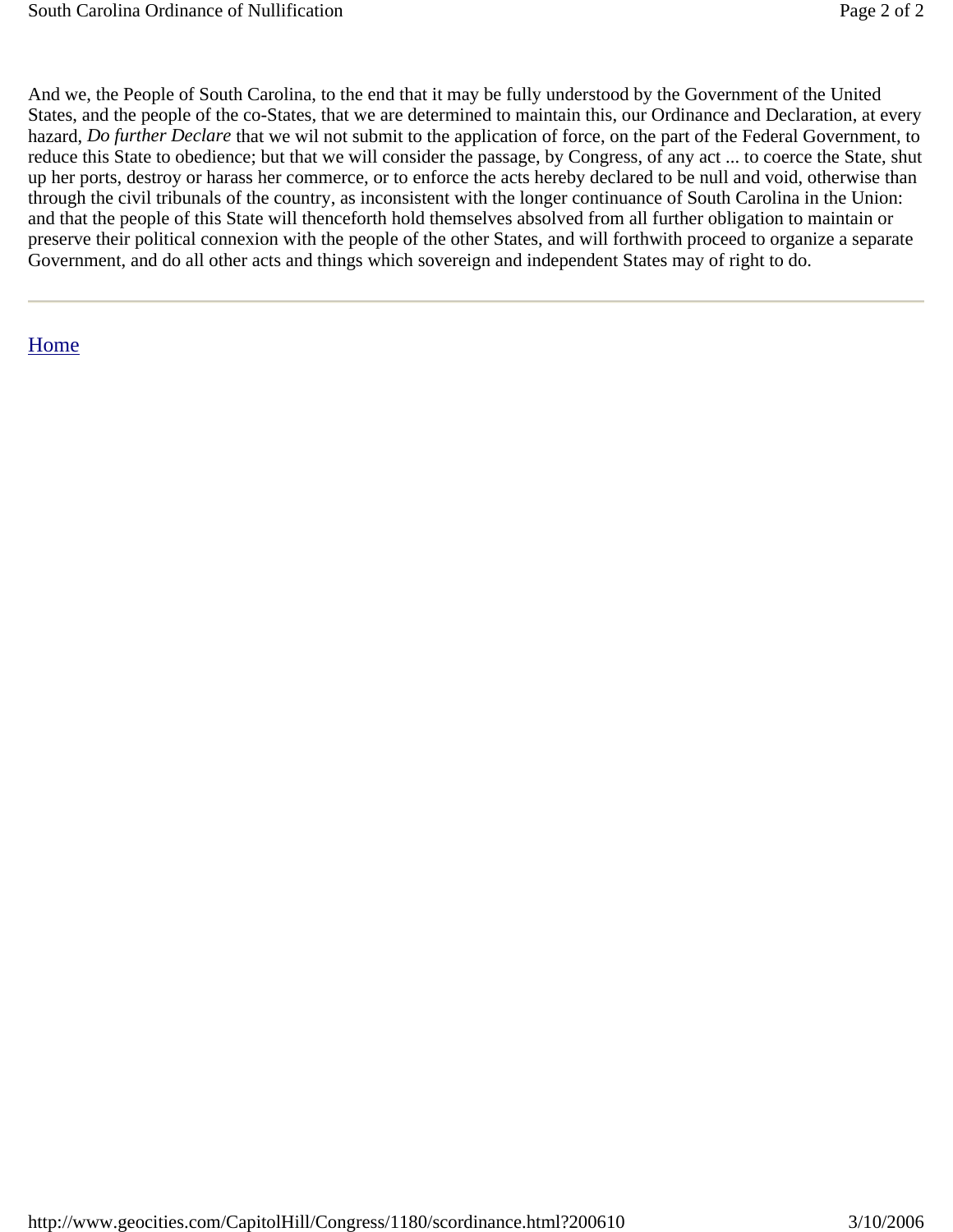And we, the People of South Carolina, to the end that it may be fully understood by the Government of the United States, and the people of the co-States, that we are determined to maintain this, our Ordinance and Declaration, at every hazard, *Do further Declare* that we wil not submit to the application of force, on the part of the Federal Government, to reduce this State to obedience; but that we will consider the passage, by Congress, of any act ... to coerce the State, shut up her ports, destroy or harass her commerce, or to enforce the acts hereby declared to be null and void, otherwise than through the civil tribunals of the country, as inconsistent with the longer continuance of South Carolina in the Union: and that the people of this State will thenceforth hold themselves absolved from all further obligation to maintain or preserve their political connexion with the people of the other States, and will forthwith proceed to organize a separate Government, and do all other acts and things which sovereign and independent States may of right to do.

---

Home